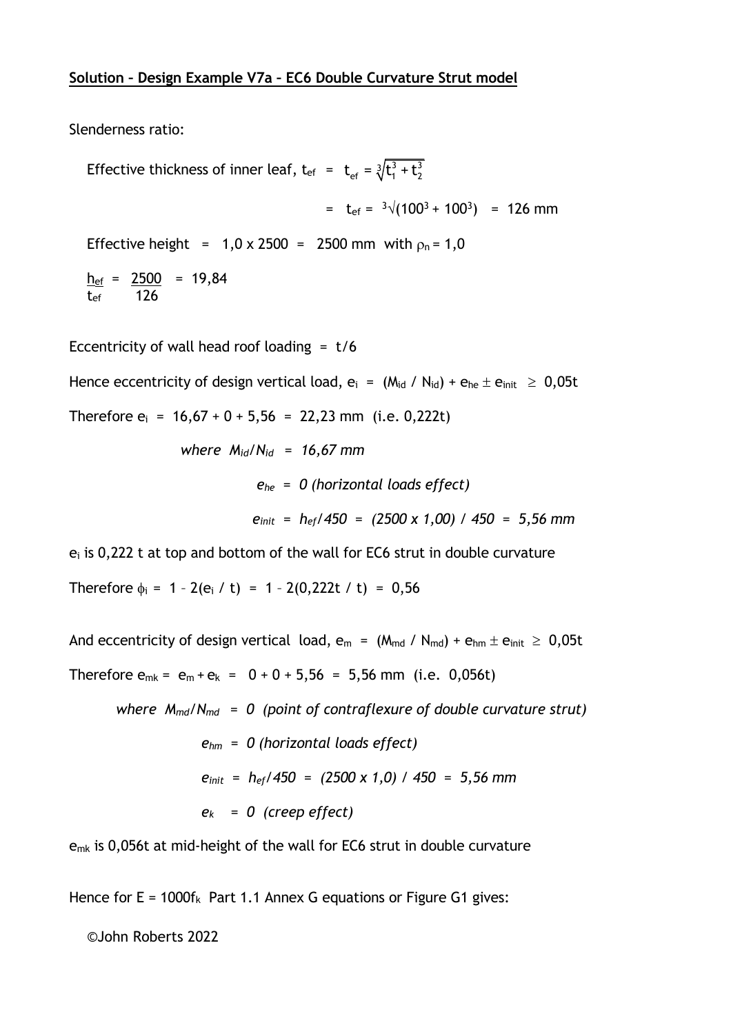**Solution – Design Example V7a – EC6 Double Curvature Strut model**

Slenderness ratio:

Effective thickness of inner leaf, $t_{ef}$ = $t_{ef} = \sqrt[3]{t_1^3 + t_2^3}$

= $t_{ef} = \sqrt[3]{(100^3 + 100^3)}$ = 126 mm

Effective height = 1,0 x 2500 = 2500 mm with $\rho_n = 1,0$

$$\frac{h_{ef}}{t_{ef}} = \frac{2500}{126} = 19,84$$

Eccentricity of wall head roof loading = t/6

Hence eccentricity of design vertical load, $e_i = (M_{id} / N_{id}) + e_{he} \pm e_{init} \geq 0,05t$

Therefore $e_i$ = 16,67 + 0 + 5,56 = 22,23 mm (i.e. 0,222t)

*where* $M_{id}/N_{id}$ = *16,67 mm*

$e_{he}$ = *0 (horizontal loads effect)*

$e_{init} = h_{ef}/450$ = *(2500 x 1,00) / 450 = 5,56 mm*

$e_i$ is 0,222 t at top and bottom of the wall for EC6 strut in double curvature

Therefore $\phi_i = 1 - 2(e_i / t) = 1 - 2(0,222t / t) = 0,56$

And eccentricity of design vertical load, $e_m = (M_{md} / N_{md}) + e_{hm} \pm e_{init} \geq 0,05t$

Therefore $e_{mk} = e_m + e_k$ = 0 + 0 + 5,56 = 5,56 mm (i.e. 0,056t)

*where* $M_{md}/N_{md}$ = *0 (point of contraflexure of double curvature strut)*

$e_{hm}$ = *0 (horizontal loads effect)*

$e_{init} = h_{ef}/450$ = *(2500 x 1,0) / 450 = 5,56 mm*

$e_k$ = *0 (creep effect)*

$e_{mk}$ is 0,056t at mid-height of the wall for EC6 strut in double curvature

Hence for $E = 1000f_k$ Part 1.1 Annex G equations or Figure G1 gives:

©John Roberts 2022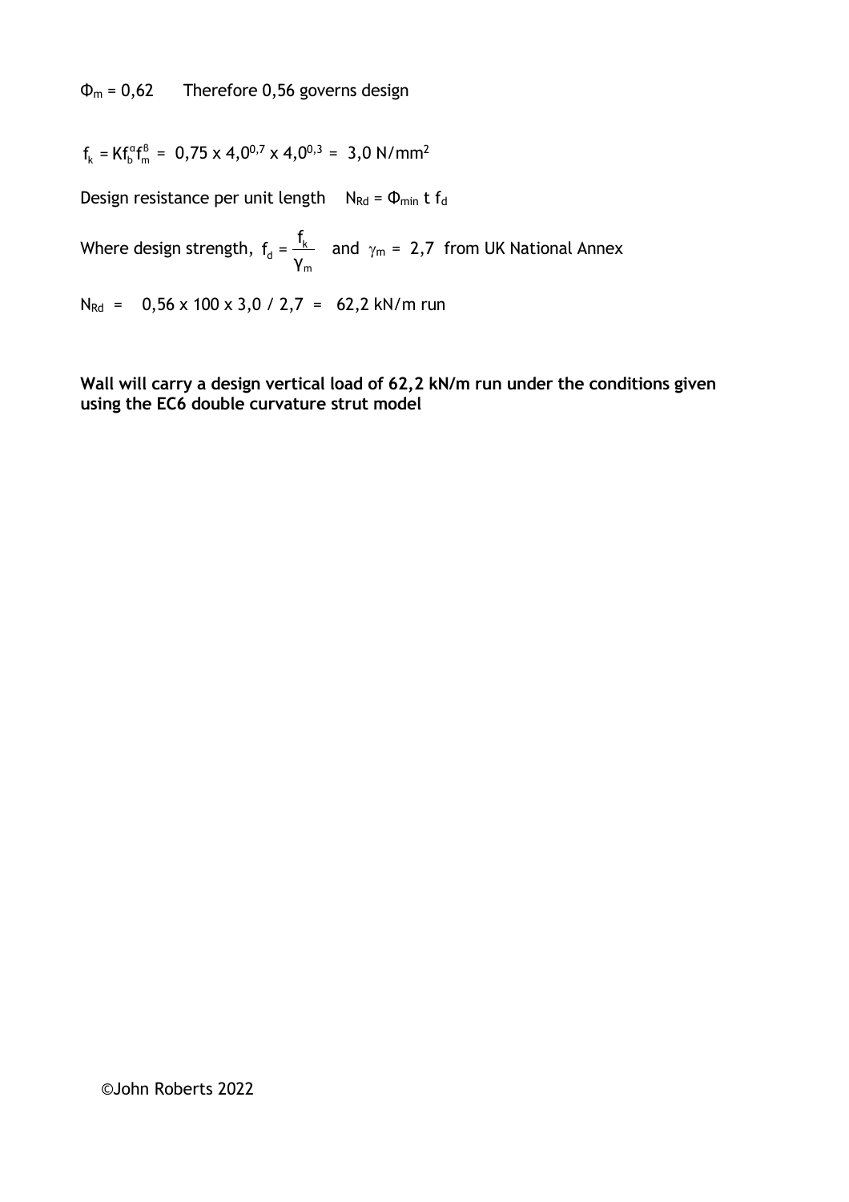$\Phi_m = 0{,}62$ Therefore 0,56 governs design

$f_k = Kf_b^{\alpha}f_m^{\beta} = 0{,}75 \times 4{,}0^{0{,}7} \times 4{,}0^{0{,}3} = 3{,}0\ \text{N/mm}^2$

Design resistance per unit length $N_{Rd} = \Phi_{min}\, t\, f_d$

Where design strength, $f_d = \dfrac{f_k}{\gamma_m}$ and $\gamma_m = 2{,}7$ from UK National Annex

$N_{Rd} = 0{,}56 \times 100 \times 3{,}0 / 2{,}7 = 62{,}2$ kN/m run

**Wall will carry a design vertical load of 62,2 kN/m run under the conditions given using the EC6 double curvature strut model**

©John Roberts 2022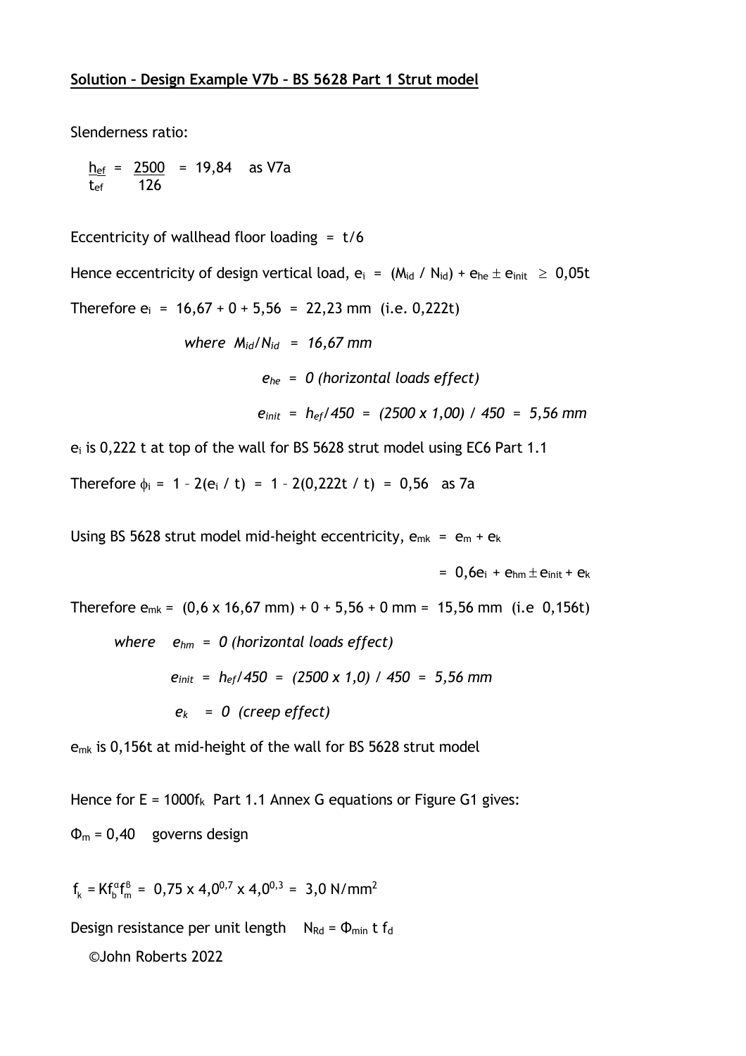## Solution – Design Example V7b – BS 5628 Part 1 Strut model

Slenderness ratio:

$\frac{h_{ef}}{t_{ef}} = \frac{2500}{126} = 19{,}84$ as V7a

Eccentricity of wallhead floor loading = t/6

Hence eccentricity of design vertical load, $e_i = (M_{id} / N_{id}) + e_{he} \pm e_{init} \geq 0{,}05t$

Therefore $e_i = 16{,}67 + 0 + 5{,}56 = 22{,}23$ mm (i.e. 0,222t)

*where* $M_{id}/N_{id} = 16{,}67$ *mm*

$e_{he} = 0$ *(horizontal loads effect)*

$e_{init} = h_{ef}/450 = (2500 \times 1{,}00) / 450 = 5{,}56$ *mm*

$e_i$ is 0,222 t at top of the wall for BS 5628 strut model using EC6 Part 1.1

Therefore $\phi_i = 1 - 2(e_i / t) = 1 - 2(0{,}222t / t) = 0{,}56$ as 7a

Using BS 5628 strut model mid-height eccentricity, $e_{mk} = e_m + e_k$

$= 0{,}6e_i + e_{hm} \pm e_{init} + e_k$

Therefore $e_{mk} = (0{,}6 \times 16{,}67 \text{ mm}) + 0 + 5{,}56 + 0 \text{ mm} = 15{,}56$ mm (i.e 0,156t)

*where* $e_{hm} = 0$ *(horizontal loads effect)*

$e_{init} = h_{ef}/450 = (2500 \times 1{,}0) / 450 = 5{,}56$ *mm*

$e_k = 0$ *(creep effect)*

$e_{mk}$ is 0,156t at mid-height of the wall for BS 5628 strut model

Hence for $E = 1000f_k$ Part 1.1 Annex G equations or Figure G1 gives:

$\Phi_m = 0{,}40$ governs design

$f_k = K f_b^{\alpha} f_m^{\beta} = 0{,}75 \times 4{,}0^{0{,}7} \times 4{,}0^{0{,}3} = 3{,}0 \text{ N/mm}^2$

Design resistance per unit length $N_{Rd} = \Phi_{min}\, t\, f_d$

©John Roberts 2022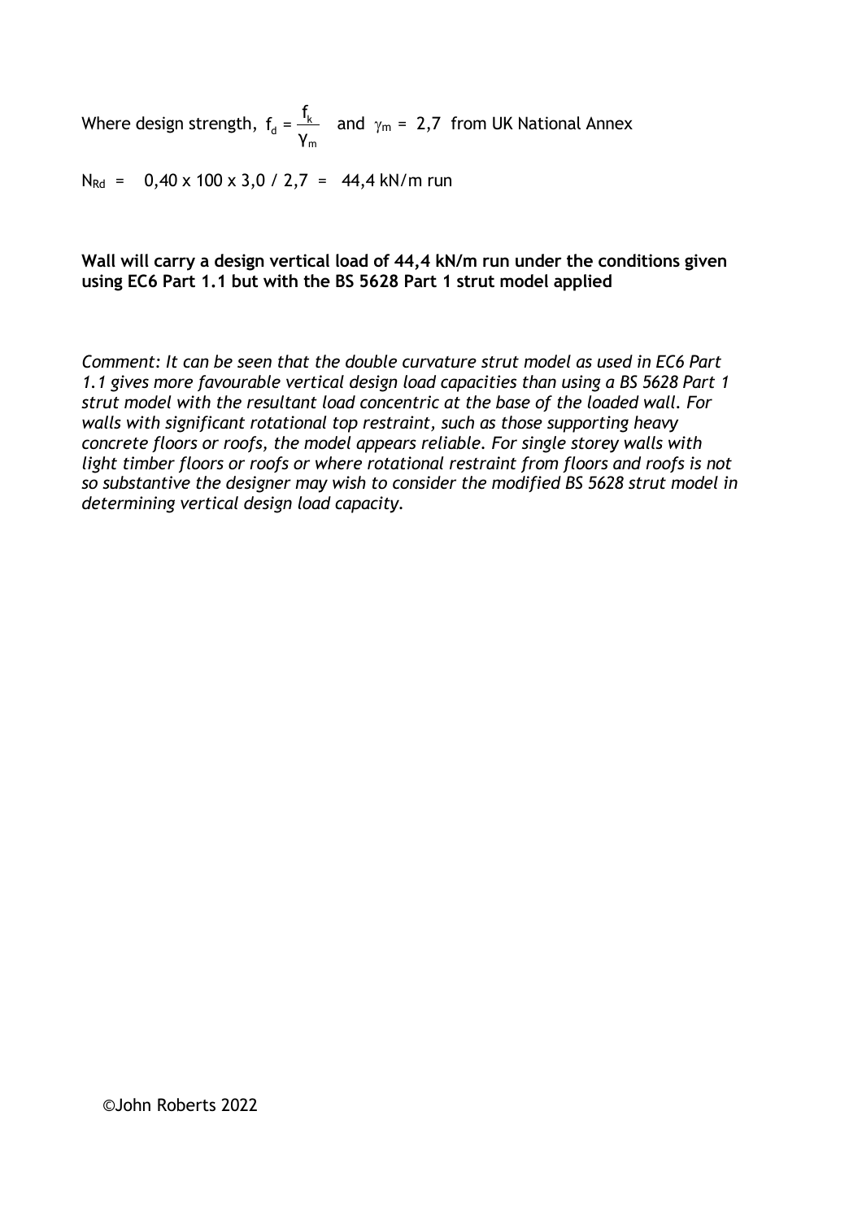Where design strength, $f_d = \frac{f_k}{\gamma_m}$ and $\gamma_m$ = 2,7 from UK National Annex

$N_{Rd}$ = 0,40 x 100 x 3,0 / 2,7 = 44,4 kN/m run

**Wall will carry a design vertical load of 44,4 kN/m run under the conditions given using EC6 Part 1.1 but with the BS 5628 Part 1 strut model applied**

*Comment: It can be seen that the double curvature strut model as used in EC6 Part 1.1 gives more favourable vertical design load capacities than using a BS 5628 Part 1 strut model with the resultant load concentric at the base of the loaded wall. For walls with significant rotational top restraint, such as those supporting heavy concrete floors or roofs, the model appears reliable. For single storey walls with light timber floors or roofs or where rotational restraint from floors and roofs is not so substantive the designer may wish to consider the modified BS 5628 strut model in determining vertical design load capacity.*

©John Roberts 2022